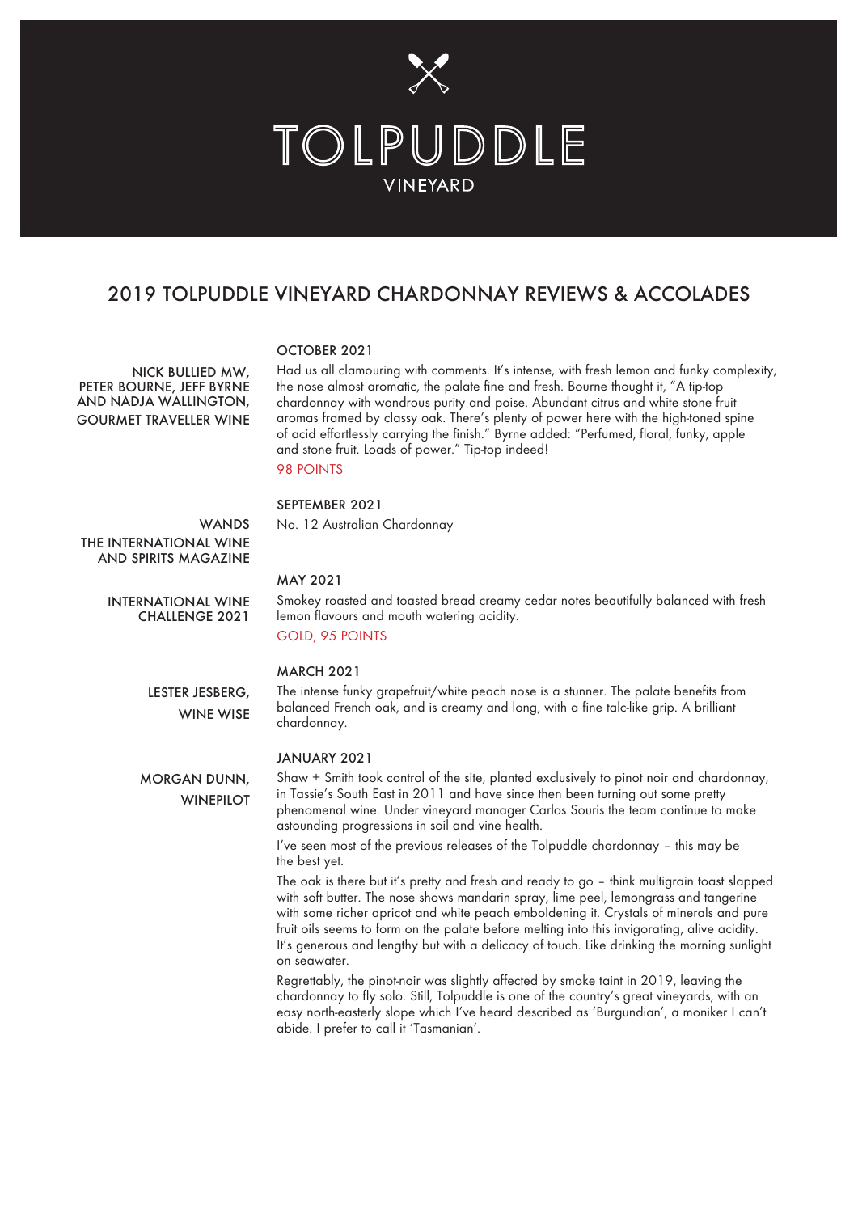# TOLPUDDLE

VINEYARD

## 2019 TOLPUDDLE VINEYARD CHARDONNAY REVIEWS & ACCOLADES

**NICK BULLIED MW, PETER BOURNE, JEFF BYRNE AND NADJA WALLINGTON, GOURMET TRAVELLER WINE**

**OCTOBER 2021**

Had us all clamouring with comments. It's intense, with fresh lemon and funky complexity, the nose almost aromatic, the palate fine and fresh. Bourne thought it, "A tip-top chardonnay with wondrous purity and poise. Abundant citrus and white stone fruit aromas framed by classy oak. There's plenty of power here with the high-toned spine of acid effortlessly carrying the finish." Byrne added: "Perfumed, floral, funky, apple and stone fruit. Loads of power." Tip-top indeed!

98 POINTS

**WANDS THE INTERNATIONAL WINE AND SPIRITS MAGAZINE**

**SEPTEMBER 2021**

No. 12 Australian Chardonnay

**INTERNATIONAL WINE CHALLENGE 2021**

**MAY 2021**

Smokey roasted and toasted bread creamy cedar notes beautifully balanced with fresh lemon flavours and mouth watering acidity.

GOLD, 95 POINTS

**LESTER JESBERG, WINE WISE**

**MARCH 2021**

The intense funky grapefruit/white peach nose is a stunner. The palate benefits from balanced French oak, and is creamy and long, with a fine talc-like grip. A brilliant chardonnay.

**MORGAN DUNN, WINEPILOT**

**JANUARY 2021**

Shaw + Smith took control of the site, planted exclusively to pinot noir and chardonnay, in Tassie's South East in 2011 and have since then been turning out some pretty phenomenal wine. Under vineyard manager Carlos Souris the team continue to make astounding progressions in soil and vine health.

I've seen most of the previous releases of the Tolpuddle chardonnay – this may be the best yet.

The oak is there but it's pretty and fresh and ready to go – think multigrain toast slapped with soft butter. The nose shows mandarin spray, lime peel, lemongrass and tangerine with some richer apricot and white peach emboldening it. Crystals of minerals and pure fruit oils seems to form on the palate before melting into this invigorating, alive acidity. It's generous and lengthy but with a delicacy of touch. Like drinking the morning sunlight on seawater.

Regrettably, the pinot-noir was slightly affected by smoke taint in 2019, leaving the chardonnay to fly solo. Still, Tolpuddle is one of the country's great vineyards, with an easy north-easterly slope which I've heard described as 'Burgundian', a moniker I can't abide. I prefer to call it 'Tasmanian'.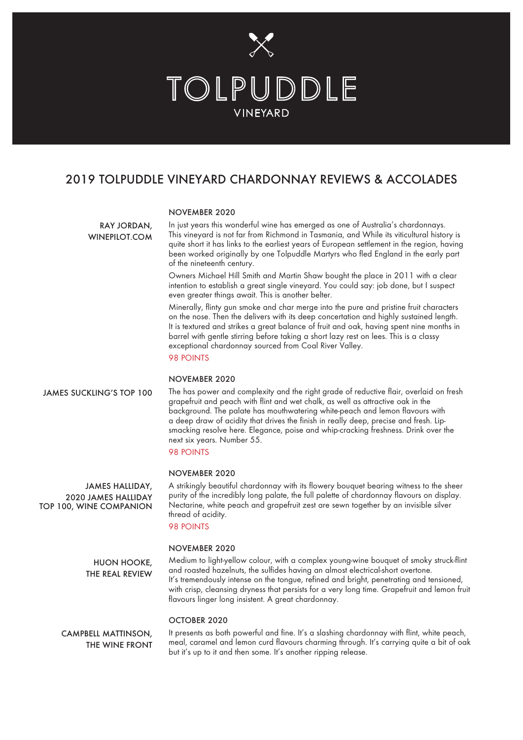# TOLPUDDLE

VINEYARD

## 2019 TOLPUDDLE VINEYARD CHARDONNAY REVIEWS & ACCOLADES

**RAY JORDAN, WINEPILOT.COM**

**NOVEMBER 2020**

In just years this wonderful wine has emerged as one of Australia's chardonnays. This vineyard is not far from Richmond in Tasmania, and While its viticultural history is quite short it has links to the earliest years of European settlement in the region, having been worked originally by one Tolpuddle Martyrs who fled England in the early part of the nineteenth century.

Owners Michael Hill Smith and Martin Shaw bought the place in 2011 with a clear intention to establish a great single vineyard. You could say: job done, but I suspect even greater things await. This is another belter.

Minerally, flinty gun smoke and char merge into the pure and pristine fruit characters on the nose. Then the delivers with its deep concertation and highly sustained length. It is textured and strikes a great balance of fruit and oak, having spent nine months in barrel with gentle stirring before taking a short lazy rest on lees. This is a classy exceptional chardonnay sourced from Coal River Valley.

98 POINTS

**JAMES SUCKLING'S TOP 100**

**NOVEMBER 2020**

The has power and complexity and the right grade of reductive flair, overlaid on fresh grapefruit and peach with flint and wet chalk, as well as attractive oak in the background. The palate has mouthwatering white-peach and lemon flavours with a deep draw of acidity that drives the finish in really deep, precise and fresh. Lip-smacking resolve here. Elegance, poise and whip-cracking freshness. Drink over the next six years. Number 55.

98 POINTS

**JAMES HALLIDAY, 2020 JAMES HALLIDAY TOP 100, WINE COMPANION**

**NOVEMBER 2020**

A strikingly beautiful chardonnay with its flowery bouquet bearing witness to the sheer purity of the incredibly long palate, the full palette of chardonnay flavours on display. Nectarine, white peach and grapefruit zest are sewn together by an invisible silver thread of acidity.

98 POINTS

**HUON HOOKE, THE REAL REVIEW**

**NOVEMBER 2020**

Medium to light-yellow colour, with a complex young-wine bouquet of smoky struck-flint and roasted hazelnuts, the sulfides having an almost electrical-short overtone. It's tremendously intense on the tongue, refined and bright, penetrating and tensioned, with crisp, cleansing dryness that persists for a very long time. Grapefruit and lemon fruit flavours linger long insistent. A great chardonnay.

**CAMPBELL MATTINSON, THE WINE FRONT**

**OCTOBER 2020**

It presents as both powerful and fine. It's a slashing chardonnay with flint, white peach, meal, caramel and lemon curd flavours charming through. It's carrying quite a bit of oak but it's up to it and then some. It's another ripping release.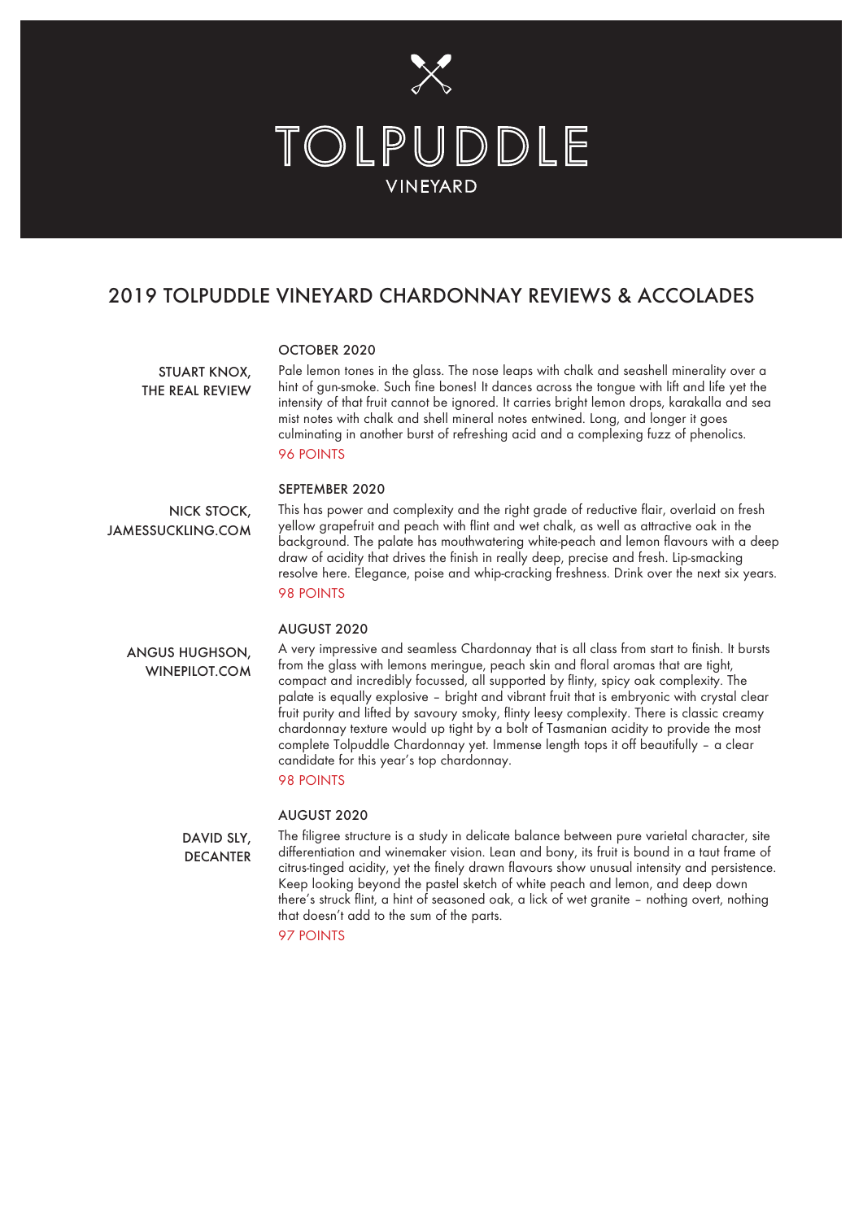# TOLPUDDLE

VINEYARD

## 2019 TOLPUDDLE VINEYARD CHARDONNAY REVIEWS & ACCOLADES

**STUART KNOX, THE REAL REVIEW**

**OCTOBER 2020**

Pale lemon tones in the glass. The nose leaps with chalk and seashell minerality over a hint of gun-smoke. Such fine bones! It dances across the tongue with lift and life yet the intensity of that fruit cannot be ignored. It carries bright lemon drops, karakalla and sea mist notes with chalk and shell mineral notes entwined. Long, and longer it goes culminating in another burst of refreshing acid and a complexing fuzz of phenolics.

96 POINTS

**NICK STOCK, JAMESSUCKLING.COM**

**SEPTEMBER 2020**

This has power and complexity and the right grade of reductive flair, overlaid on fresh yellow grapefruit and peach with flint and wet chalk, as well as attractive oak in the background. The palate has mouthwatering white-peach and lemon flavours with a deep draw of acidity that drives the finish in really deep, precise and fresh. Lip-smacking resolve here. Elegance, poise and whip-cracking freshness. Drink over the next six years.

98 POINTS

**ANGUS HUGHSON, WINEPILOT.COM**

**AUGUST 2020**

A very impressive and seamless Chardonnay that is all class from start to finish. It bursts from the glass with lemons meringue, peach skin and floral aromas that are tight, compact and incredibly focussed, all supported by flinty, spicy oak complexity. The palate is equally explosive – bright and vibrant fruit that is embryonic with crystal clear fruit purity and lifted by savoury smoky, flinty leesy complexity. There is classic creamy chardonnay texture would up tight by a bolt of Tasmanian acidity to provide the most complete Tolpuddle Chardonnay yet. Immense length tops it off beautifully – a clear candidate for this year's top chardonnay.

98 POINTS

**DAVID SLY, DECANTER**

**AUGUST 2020**

The filigree structure is a study in delicate balance between pure varietal character, site differentiation and winemaker vision. Lean and bony, its fruit is bound in a taut frame of citrus-tinged acidity, yet the finely drawn flavours show unusual intensity and persistence. Keep looking beyond the pastel sketch of white peach and lemon, and deep down there's struck flint, a hint of seasoned oak, a lick of wet granite – nothing overt, nothing that doesn't add to the sum of the parts.

97 POINTS